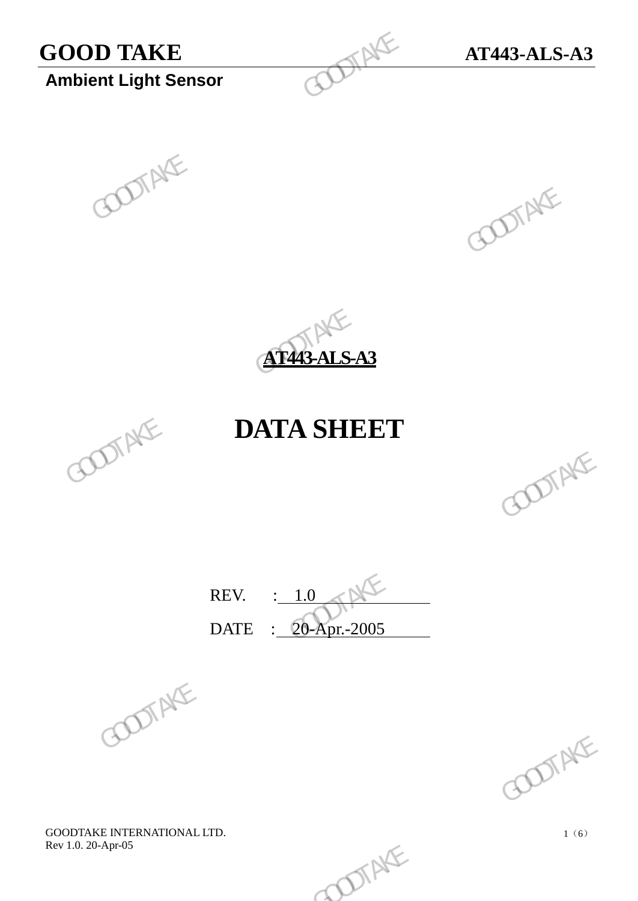# GOOD TAKE

**AT443-ALS-A3**

**Ambient Light Sensor**

**AT443-ALS-A3**

# DATA SHEET

REV. : 1.0

DATE : 20-Apr.-2005

GOODTAKE INTERNATIONAL LTD.
Rev 1.0. 20-Apr-05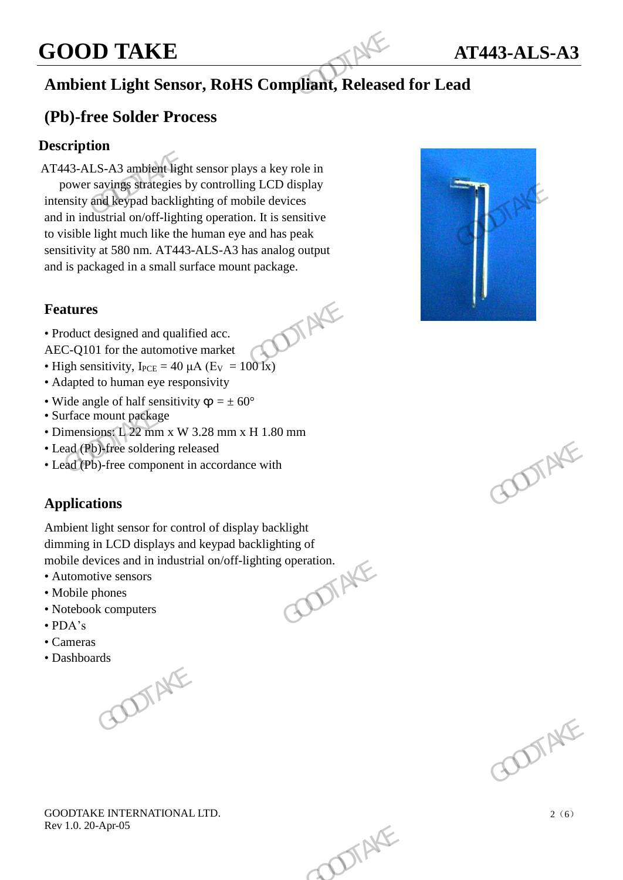# GOOD TAKE AT443-ALS-A3

## Ambient Light Sensor, RoHS Compliant, Released for Lead (Pb)-free Solder Process

### Description

AT443-ALS-A3 ambient light sensor plays a key role in power savings strategies by controlling LCD display intensity and keypad backlighting of mobile devices and in industrial on/off-lighting operation. It is sensitive to visible light much like the human eye and has peak sensitivity at 580 nm. AT443-ALS-A3 has analog output and is packaged in a small surface mount package.

### Features

- Product designed and qualified acc. AEC-Q101 for the automotive market
- High sensitivity, $I_{PCE}$ = 40 µA ($E_V$ = 100 lx)
- Adapted to human eye responsivity
- Wide angle of half sensitivity φ = ± 60°
- Surface mount package
- Dimensions: L 22 mm x W 3.28 mm x H 1.80 mm
- Lead (Pb)-free soldering released
- Lead (Pb)-free component in accordance with

### Applications

Ambient light sensor for control of display backlight dimming in LCD displays and keypad backlighting of mobile devices and in industrial on/off-lighting operation.

- Automotive sensors
- Mobile phones
- Notebook computers
- PDA's
- Cameras
- Dashboards

GOODTAKE INTERNATIONAL LTD.
Rev 1.0. 20-Apr-05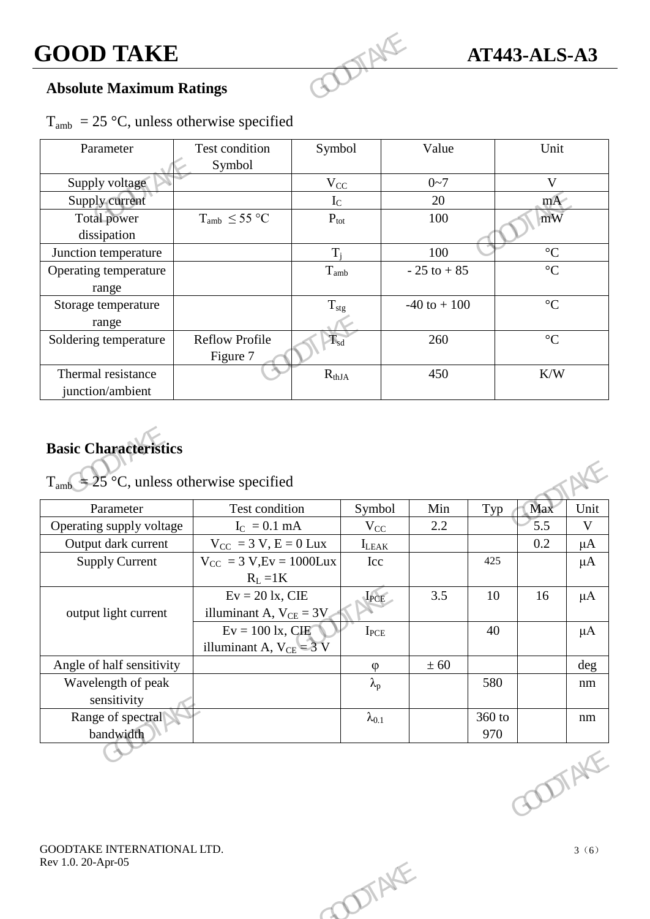## Absolute Maximum Ratings

$T_{amb}$ = 25 °C, unless otherwise specified

| Parameter | Test condition Symbol | Symbol | Value | Unit |
|---|---|---|---|---|
| Supply voltage | | $V_{CC}$ | 0~7 | V |
| Supply current | | $I_C$ | 20 | mA |
| Total power dissipation | $T_{amb} \leq 55$ °C | $P_{tot}$ | 100 | mW |
| Junction temperature | | $T_j$ | 100 | °C |
| Operating temperature range | | $T_{amb}$ | - 25 to + 85 | °C |
| Storage temperature range | | $T_{stg}$ | -40 to + 100 | °C |
| Soldering temperature | Reflow Profile Figure 7 | $T_{sd}$ | 260 | °C |
| Thermal resistance junction/ambient | | $R_{thJA}$ | 450 | K/W |

## Basic Characteristics

$T_{amb}$ = 25 °C, unless otherwise specified

| Parameter | Test condition | Symbol | Min | Typ | Max | Unit |
|---|---|---|---|---|---|---|
| Operating supply voltage | $I_C$ = 0.1 mA | $V_{CC}$ | 2.2 | | 5.5 | V |
| Output dark current | $V_{CC}$ = 3 V, E = 0 Lux | $I_{LEAK}$ | | | 0.2 | μA |
| Supply Current | $V_{CC}$ = 3 V,Ev = 1000Lux $R_L$ =1K | Icc | | 425 | | μA |
| output light current | Ev = 20 lx, CIE illuminant A, $V_{CE}$ = 3V | $I_{PCE}$ | 3.5 | 10 | 16 | μA |
| | Ev = 100 lx, CIE illuminant A, $V_{CE}$ = 3 V | $I_{PCE}$ | | 40 | | μA |
| Angle of half sensitivity | | φ | ± 60 | | | deg |
| Wavelength of peak sensitivity | | $\lambda_p$ | | 580 | | nm |
| Range of spectral bandwidth | | $\lambda_{0.1}$ | | 360 to 970 | | nm |

GOODTAKE INTERNATIONAL LTD.
Rev 1.0. 20-Apr-05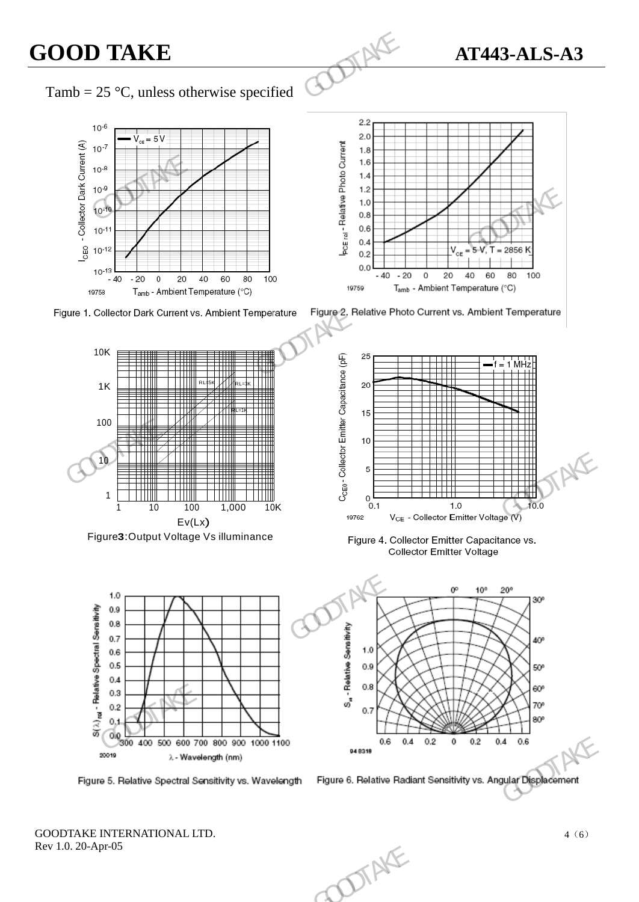Tamb = 25 °C, unless otherwise specified

Figure 1. Collector Dark Current vs. Ambient Temperature

Figure 2. Relative Photo Current vs. Ambient Temperature

Figure3:Output Voltage Vs illuminance

Figure 4. Collector Emitter Capacitance vs. Collector Emitter Voltage

Figure 5. Relative Spectral Sensitivity vs. Wavelength

Figure 6. Relative Radiant Sensitivity vs. Angular Displacement

GOODTAKE INTERNATIONAL LTD.
Rev 1.0. 20-Apr-05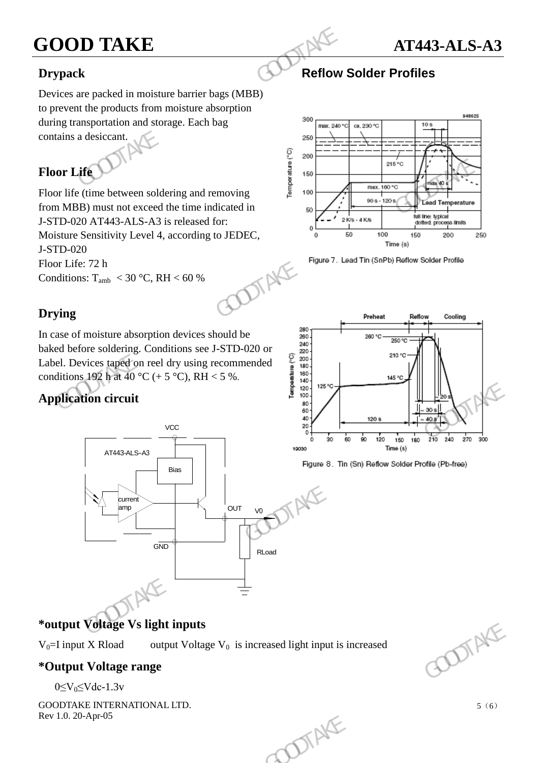## Drypack

Devices are packed in moisture barrier bags (MBB) to prevent the products from moisture absorption during transportation and storage. Each bag contains a desiccant.

## Floor Life

Floor life (time between soldering and removing from MBB) must not exceed the time indicated in J-STD-020 AT443-ALS-A3 is released for: Moisture Sensitivity Level 4, according to JEDEC, J-STD-020
Floor Life: 72 h
Conditions: $T_{amb}$ < 30 °C, RH < 60 %

## Drying

In case of moisture absorption devices should be baked before soldering. Conditions see J-STD-020 or Label. Devices taped on reel dry using recommended conditions 192 h at 40 °C (+ 5 °C), RH < 5 %.

## Application circuit

## Reflow Solder Profiles

Figure 7. Lead Tin (SnPb) Reflow Solder Profile

Figure 8. Tin (Sn) Reflow Solder Profile (Pb-free)

## *output Voltage Vs light inputs

$V_0$=I input X Rload output Voltage $V_0$ is increased light input is increased

## *Output Voltage range

$0 \leq V_0 \leq$ Vdc-1.3v

GOODTAKE INTERNATIONAL LTD.
Rev 1.0. 20-Apr-05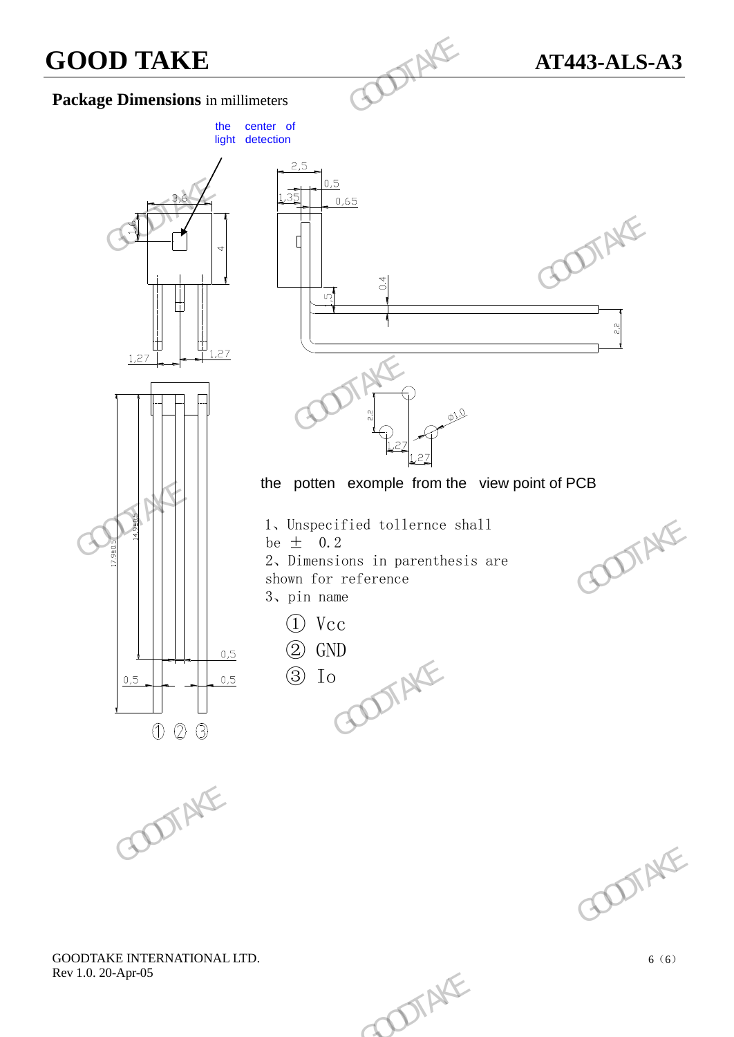## Package Dimensions in millimeters

the center of light detection

3.6

1.6

4

2.5

0.5

1.35

0.65

0.4

1.5

2.2

1.27

1.27

17.9±0.5

14.9±0.5

0.5

0.5

0.5

① ② ③

2.2

1.27

1.27

ø1.0

the potten exomple from the view point of PCB

1、Unspecified tollernce shall be ± 0.2
2、Dimensions in parenthesis are shown for reference
3、pin name

① Vcc
② GND
③ Io

GOODTAKE INTERNATIONAL LTD.
Rev 1.0. 20-Apr-05